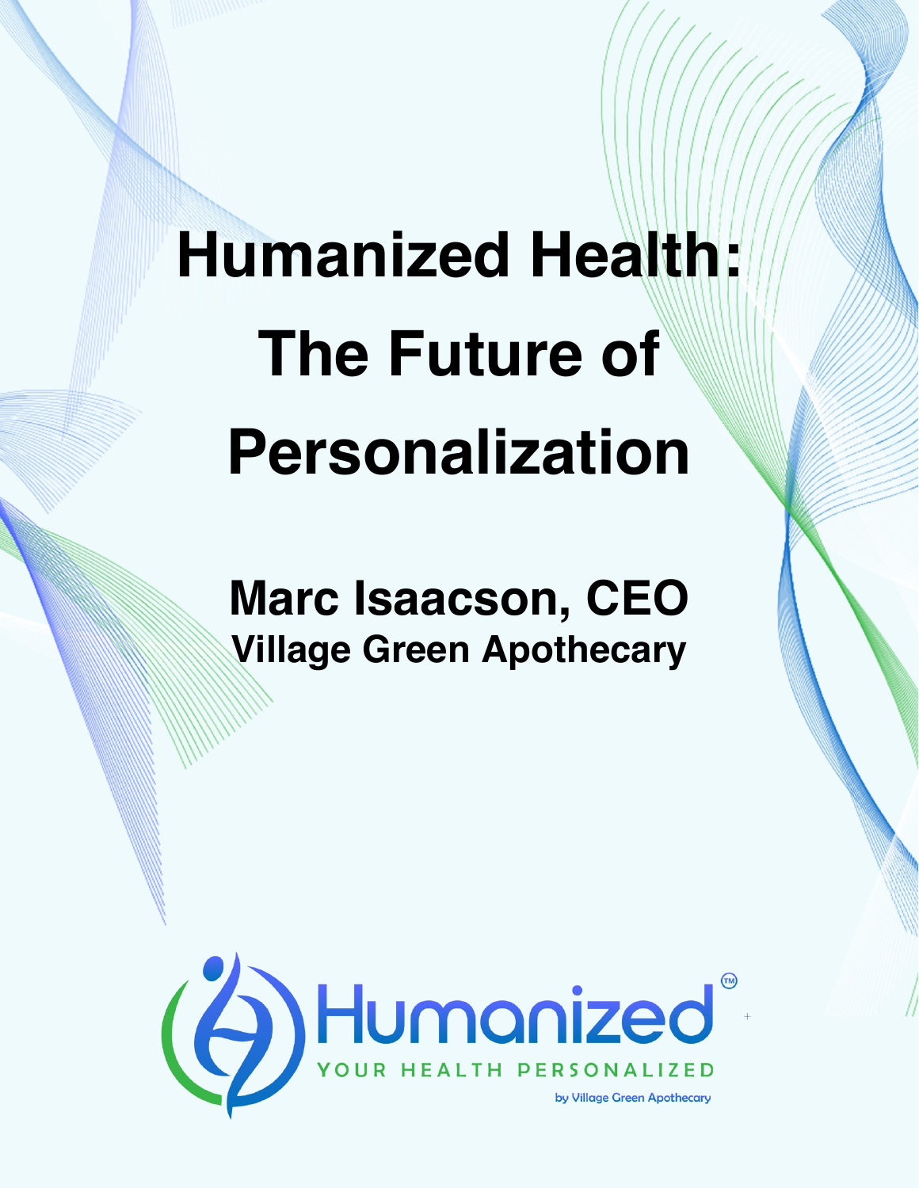# Humanized Health: The Future of Personalization

**Marc Isaacson, CEO**
**Village Green Apothecary**

Humanized™

YOUR HEALTH PERSONALIZED

by Village Green Apothecary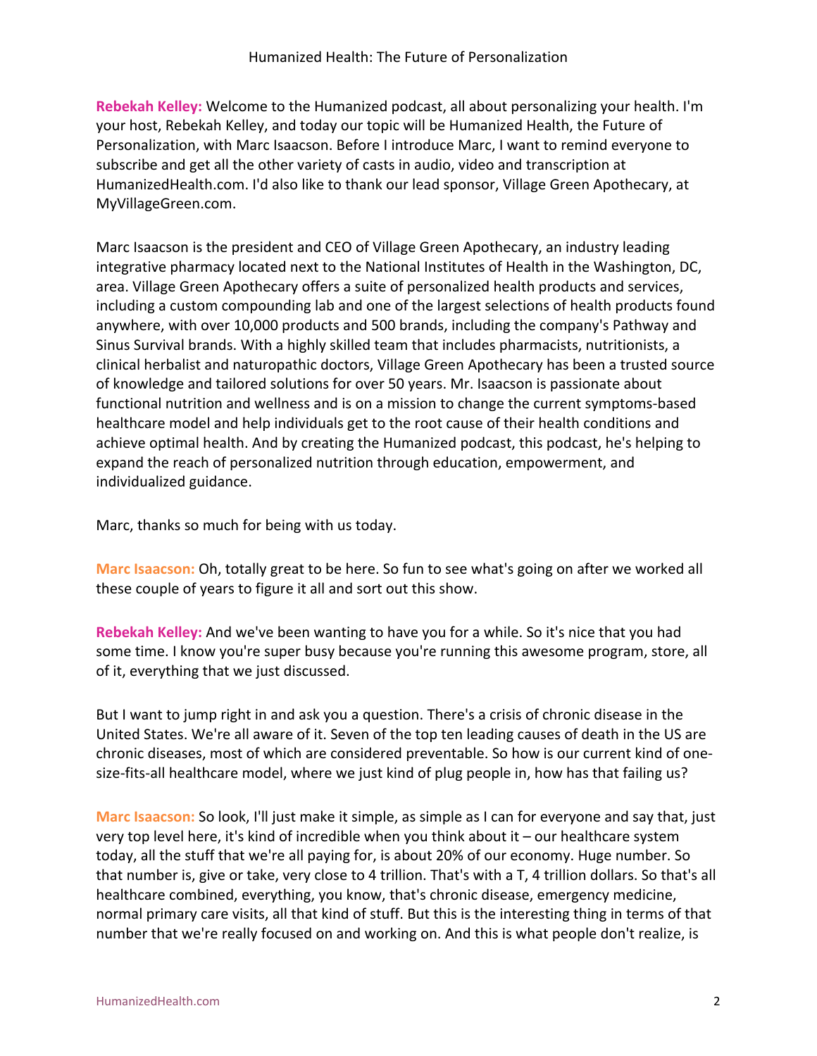**Rebekah Kelley:** Welcome to the Humanized podcast, all about personalizing your health. I'm your host, Rebekah Kelley, and today our topic will be Humanized Health, the Future of Personalization, with Marc Isaacson. Before I introduce Marc, I want to remind everyone to subscribe and get all the other variety of casts in audio, video and transcription at HumanizedHealth.com. I'd also like to thank our lead sponsor, Village Green Apothecary, at MyVillageGreen.com.

Marc Isaacson is the president and CEO of Village Green Apothecary, an industry leading integrative pharmacy located next to the National Institutes of Health in the Washington, DC, area. Village Green Apothecary offers a suite of personalized health products and services, including a custom compounding lab and one of the largest selections of health products found anywhere, with over 10,000 products and 500 brands, including the company's Pathway and Sinus Survival brands. With a highly skilled team that includes pharmacists, nutritionists, a clinical herbalist and naturopathic doctors, Village Green Apothecary has been a trusted source of knowledge and tailored solutions for over 50 years. Mr. Isaacson is passionate about functional nutrition and wellness and is on a mission to change the current symptoms-based healthcare model and help individuals get to the root cause of their health conditions and achieve optimal health. And by creating the Humanized podcast, this podcast, he's helping to expand the reach of personalized nutrition through education, empowerment, and individualized guidance.

Marc, thanks so much for being with us today.

**Marc Isaacson:** Oh, totally great to be here. So fun to see what's going on after we worked all these couple of years to figure it all and sort out this show.

**Rebekah Kelley:** And we've been wanting to have you for a while. So it's nice that you had some time. I know you're super busy because you're running this awesome program, store, all of it, everything that we just discussed.

But I want to jump right in and ask you a question. There's a crisis of chronic disease in the United States. We're all aware of it. Seven of the top ten leading causes of death in the US are chronic diseases, most of which are considered preventable. So how is our current kind of one-size-fits-all healthcare model, where we just kind of plug people in, how has that failing us?

**Marc Isaacson:** So look, I'll just make it simple, as simple as I can for everyone and say that, just very top level here, it's kind of incredible when you think about it – our healthcare system today, all the stuff that we're all paying for, is about 20% of our economy. Huge number. So that number is, give or take, very close to 4 trillion. That's with a T, 4 trillion dollars. So that's all healthcare combined, everything, you know, that's chronic disease, emergency medicine, normal primary care visits, all that kind of stuff. But this is the interesting thing in terms of that number that we're really focused on and working on. And this is what people don't realize, is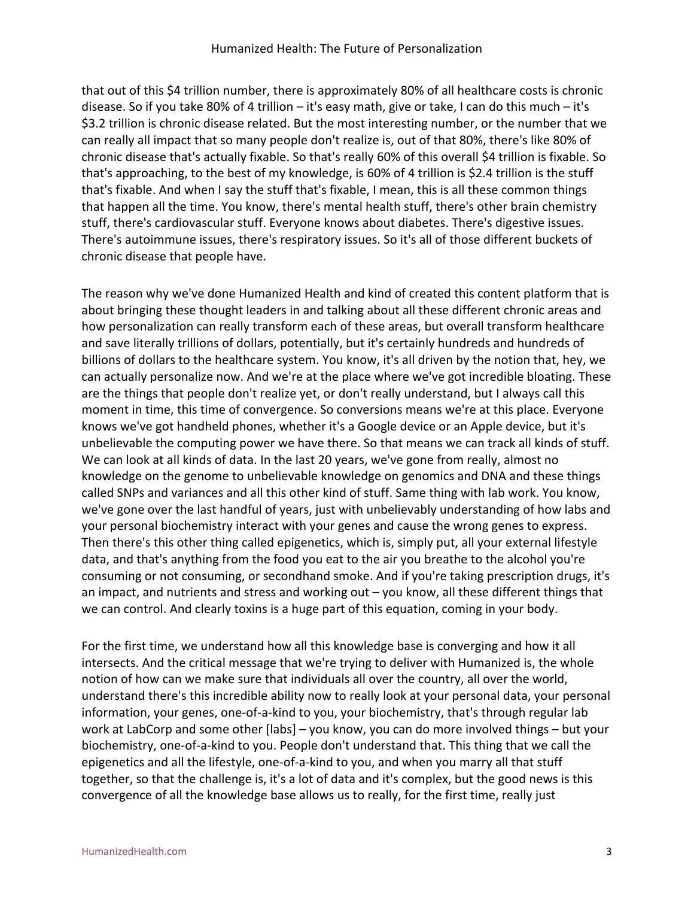that out of this $4 trillion number, there is approximately 80% of all healthcare costs is chronic disease. So if you take 80% of 4 trillion – it's easy math, give or take, I can do this much – it's $3.2 trillion is chronic disease related. But the most interesting number, or the number that we can really all impact that so many people don't realize is, out of that 80%, there's like 80% of chronic disease that's actually fixable. So that's really 60% of this overall $4 trillion is fixable. So that's approaching, to the best of my knowledge, is 60% of 4 trillion is $2.4 trillion is the stuff that's fixable. And when I say the stuff that's fixable, I mean, this is all these common things that happen all the time. You know, there's mental health stuff, there's other brain chemistry stuff, there's cardiovascular stuff. Everyone knows about diabetes. There's digestive issues. There's autoimmune issues, there's respiratory issues. So it's all of those different buckets of chronic disease that people have.

The reason why we've done Humanized Health and kind of created this content platform that is about bringing these thought leaders in and talking about all these different chronic areas and how personalization can really transform each of these areas, but overall transform healthcare and save literally trillions of dollars, potentially, but it's certainly hundreds and hundreds of billions of dollars to the healthcare system. You know, it's all driven by the notion that, hey, we can actually personalize now. And we're at the place where we've got incredible bloating. These are the things that people don't realize yet, or don't really understand, but I always call this moment in time, this time of convergence. So conversions means we're at this place. Everyone knows we've got handheld phones, whether it's a Google device or an Apple device, but it's unbelievable the computing power we have there. So that means we can track all kinds of stuff. We can look at all kinds of data. In the last 20 years, we've gone from really, almost no knowledge on the genome to unbelievable knowledge on genomics and DNA and these things called SNPs and variances and all this other kind of stuff. Same thing with lab work. You know, we've gone over the last handful of years, just with unbelievably understanding of how labs and your personal biochemistry interact with your genes and cause the wrong genes to express. Then there's this other thing called epigenetics, which is, simply put, all your external lifestyle data, and that's anything from the food you eat to the air you breathe to the alcohol you're consuming or not consuming, or secondhand smoke. And if you're taking prescription drugs, it's an impact, and nutrients and stress and working out – you know, all these different things that we can control. And clearly toxins is a huge part of this equation, coming in your body.

For the first time, we understand how all this knowledge base is converging and how it all intersects. And the critical message that we're trying to deliver with Humanized is, the whole notion of how can we make sure that individuals all over the country, all over the world, understand there's this incredible ability now to really look at your personal data, your personal information, your genes, one-of-a-kind to you, your biochemistry, that's through regular lab work at LabCorp and some other [labs] – you know, you can do more involved things – but your biochemistry, one-of-a-kind to you. People don't understand that. This thing that we call the epigenetics and all the lifestyle, one-of-a-kind to you, and when you marry all that stuff together, so that the challenge is, it's a lot of data and it's complex, but the good news is this convergence of all the knowledge base allows us to really, for the first time, really just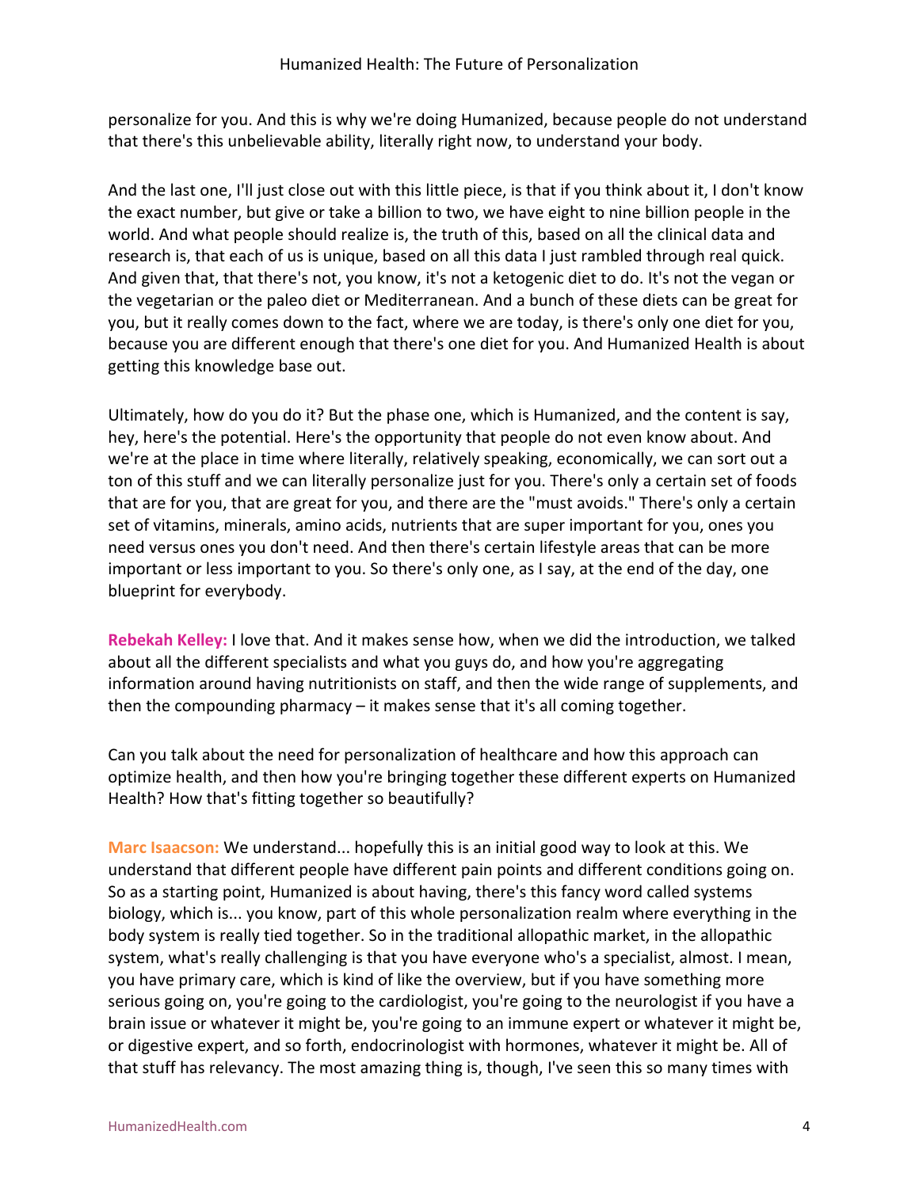personalize for you. And this is why we're doing Humanized, because people do not understand that there's this unbelievable ability, literally right now, to understand your body.

And the last one, I'll just close out with this little piece, is that if you think about it, I don't know the exact number, but give or take a billion to two, we have eight to nine billion people in the world. And what people should realize is, the truth of this, based on all the clinical data and research is, that each of us is unique, based on all this data I just rambled through real quick. And given that, that there's not, you know, it's not a ketogenic diet to do. It's not the vegan or the vegetarian or the paleo diet or Mediterranean. And a bunch of these diets can be great for you, but it really comes down to the fact, where we are today, is there's only one diet for you, because you are different enough that there's one diet for you. And Humanized Health is about getting this knowledge base out.

Ultimately, how do you do it? But the phase one, which is Humanized, and the content is say, hey, here's the potential. Here's the opportunity that people do not even know about. And we're at the place in time where literally, relatively speaking, economically, we can sort out a ton of this stuff and we can literally personalize just for you. There's only a certain set of foods that are for you, that are great for you, and there are the "must avoids." There's only a certain set of vitamins, minerals, amino acids, nutrients that are super important for you, ones you need versus ones you don't need. And then there's certain lifestyle areas that can be more important or less important to you. So there's only one, as I say, at the end of the day, one blueprint for everybody.

**Rebekah Kelley:** I love that. And it makes sense how, when we did the introduction, we talked about all the different specialists and what you guys do, and how you're aggregating information around having nutritionists on staff, and then the wide range of supplements, and then the compounding pharmacy – it makes sense that it's all coming together.

Can you talk about the need for personalization of healthcare and how this approach can optimize health, and then how you're bringing together these different experts on Humanized Health? How that's fitting together so beautifully?

**Marc Isaacson:** We understand... hopefully this is an initial good way to look at this. We understand that different people have different pain points and different conditions going on. So as a starting point, Humanized is about having, there's this fancy word called systems biology, which is... you know, part of this whole personalization realm where everything in the body system is really tied together. So in the traditional allopathic market, in the allopathic system, what's really challenging is that you have everyone who's a specialist, almost. I mean, you have primary care, which is kind of like the overview, but if you have something more serious going on, you're going to the cardiologist, you're going to the neurologist if you have a brain issue or whatever it might be, you're going to an immune expert or whatever it might be, or digestive expert, and so forth, endocrinologist with hormones, whatever it might be. All of that stuff has relevancy. The most amazing thing is, though, I've seen this so many times with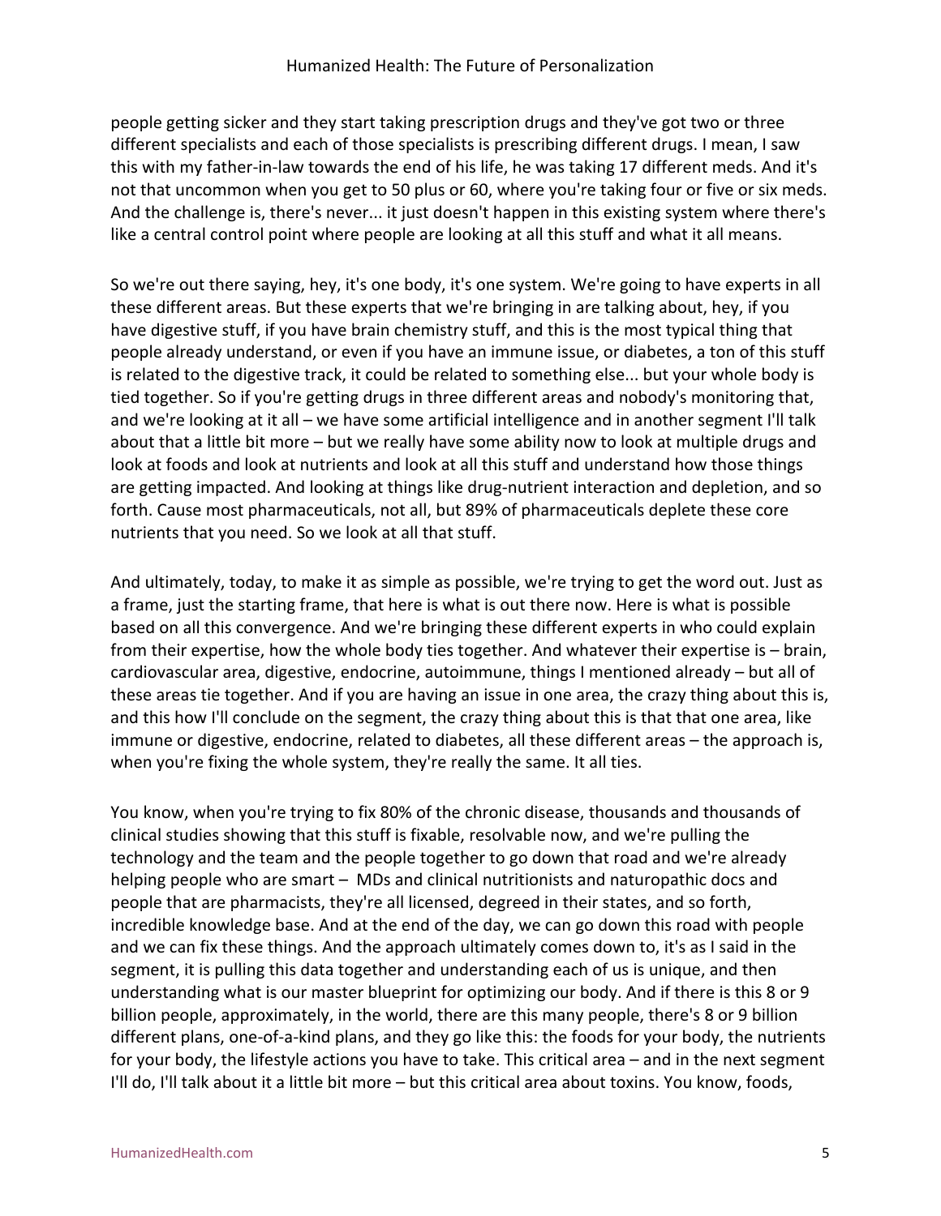people getting sicker and they start taking prescription drugs and they've got two or three different specialists and each of those specialists is prescribing different drugs. I mean, I saw this with my father-in-law towards the end of his life, he was taking 17 different meds. And it's not that uncommon when you get to 50 plus or 60, where you're taking four or five or six meds. And the challenge is, there's never... it just doesn't happen in this existing system where there's like a central control point where people are looking at all this stuff and what it all means.

So we're out there saying, hey, it's one body, it's one system. We're going to have experts in all these different areas. But these experts that we're bringing in are talking about, hey, if you have digestive stuff, if you have brain chemistry stuff, and this is the most typical thing that people already understand, or even if you have an immune issue, or diabetes, a ton of this stuff is related to the digestive track, it could be related to something else... but your whole body is tied together. So if you're getting drugs in three different areas and nobody's monitoring that, and we're looking at it all – we have some artificial intelligence and in another segment I'll talk about that a little bit more – but we really have some ability now to look at multiple drugs and look at foods and look at nutrients and look at all this stuff and understand how those things are getting impacted. And looking at things like drug-nutrient interaction and depletion, and so forth. Cause most pharmaceuticals, not all, but 89% of pharmaceuticals deplete these core nutrients that you need. So we look at all that stuff.

And ultimately, today, to make it as simple as possible, we're trying to get the word out. Just as a frame, just the starting frame, that here is what is out there now. Here is what is possible based on all this convergence. And we're bringing these different experts in who could explain from their expertise, how the whole body ties together. And whatever their expertise is – brain, cardiovascular area, digestive, endocrine, autoimmune, things I mentioned already – but all of these areas tie together. And if you are having an issue in one area, the crazy thing about this is, and this how I'll conclude on the segment, the crazy thing about this is that that one area, like immune or digestive, endocrine, related to diabetes, all these different areas – the approach is, when you're fixing the whole system, they're really the same. It all ties.

You know, when you're trying to fix 80% of the chronic disease, thousands and thousands of clinical studies showing that this stuff is fixable, resolvable now, and we're pulling the technology and the team and the people together to go down that road and we're already helping people who are smart – MDs and clinical nutritionists and naturopathic docs and people that are pharmacists, they're all licensed, degreed in their states, and so forth, incredible knowledge base. And at the end of the day, we can go down this road with people and we can fix these things. And the approach ultimately comes down to, it's as I said in the segment, it is pulling this data together and understanding each of us is unique, and then understanding what is our master blueprint for optimizing our body. And if there is this 8 or 9 billion people, approximately, in the world, there are this many people, there's 8 or 9 billion different plans, one-of-a-kind plans, and they go like this: the foods for your body, the nutrients for your body, the lifestyle actions you have to take. This critical area – and in the next segment I'll do, I'll talk about it a little bit more – but this critical area about toxins. You know, foods,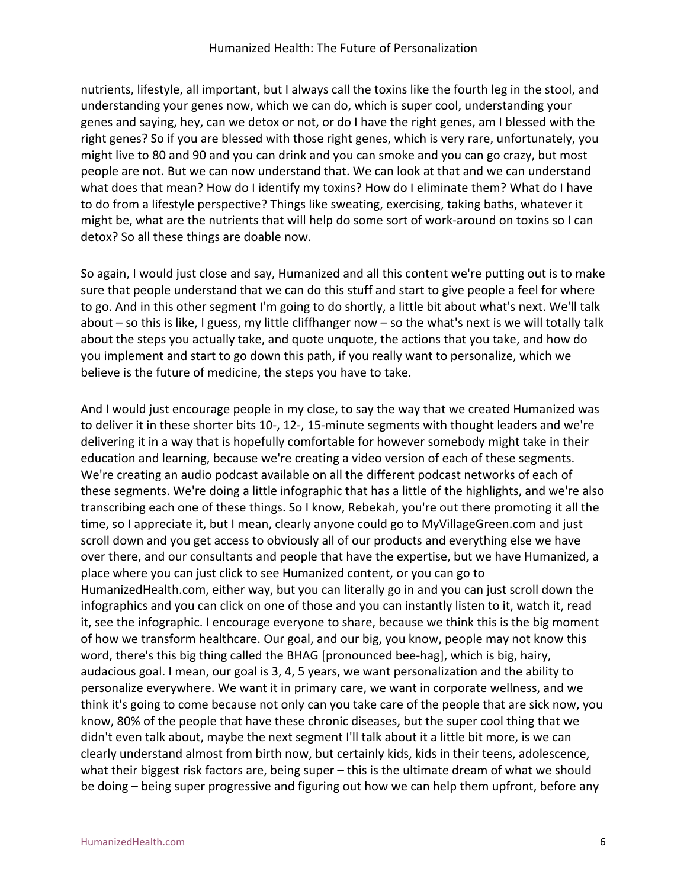nutrients, lifestyle, all important, but I always call the toxins like the fourth leg in the stool, and understanding your genes now, which we can do, which is super cool, understanding your genes and saying, hey, can we detox or not, or do I have the right genes, am I blessed with the right genes? So if you are blessed with those right genes, which is very rare, unfortunately, you might live to 80 and 90 and you can drink and you can smoke and you can go crazy, but most people are not. But we can now understand that. We can look at that and we can understand what does that mean? How do I identify my toxins? How do I eliminate them? What do I have to do from a lifestyle perspective? Things like sweating, exercising, taking baths, whatever it might be, what are the nutrients that will help do some sort of work-around on toxins so I can detox? So all these things are doable now.

So again, I would just close and say, Humanized and all this content we're putting out is to make sure that people understand that we can do this stuff and start to give people a feel for where to go. And in this other segment I'm going to do shortly, a little bit about what's next. We'll talk about – so this is like, I guess, my little cliffhanger now – so the what's next is we will totally talk about the steps you actually take, and quote unquote, the actions that you take, and how do you implement and start to go down this path, if you really want to personalize, which we believe is the future of medicine, the steps you have to take.

And I would just encourage people in my close, to say the way that we created Humanized was to deliver it in these shorter bits 10-, 12-, 15-minute segments with thought leaders and we're delivering it in a way that is hopefully comfortable for however somebody might take in their education and learning, because we're creating a video version of each of these segments. We're creating an audio podcast available on all the different podcast networks of each of these segments. We're doing a little infographic that has a little of the highlights, and we're also transcribing each one of these things. So I know, Rebekah, you're out there promoting it all the time, so I appreciate it, but I mean, clearly anyone could go to MyVillageGreen.com and just scroll down and you get access to obviously all of our products and everything else we have over there, and our consultants and people that have the expertise, but we have Humanized, a place where you can just click to see Humanized content, or you can go to HumanizedHealth.com, either way, but you can literally go in and you can just scroll down the infographics and you can click on one of those and you can instantly listen to it, watch it, read it, see the infographic. I encourage everyone to share, because we think this is the big moment of how we transform healthcare. Our goal, and our big, you know, people may not know this word, there's this big thing called the BHAG [pronounced bee-hag], which is big, hairy, audacious goal. I mean, our goal is 3, 4, 5 years, we want personalization and the ability to personalize everywhere. We want it in primary care, we want in corporate wellness, and we think it's going to come because not only can you take care of the people that are sick now, you know, 80% of the people that have these chronic diseases, but the super cool thing that we didn't even talk about, maybe the next segment I'll talk about it a little bit more, is we can clearly understand almost from birth now, but certainly kids, kids in their teens, adolescence, what their biggest risk factors are, being super – this is the ultimate dream of what we should be doing – being super progressive and figuring out how we can help them upfront, before any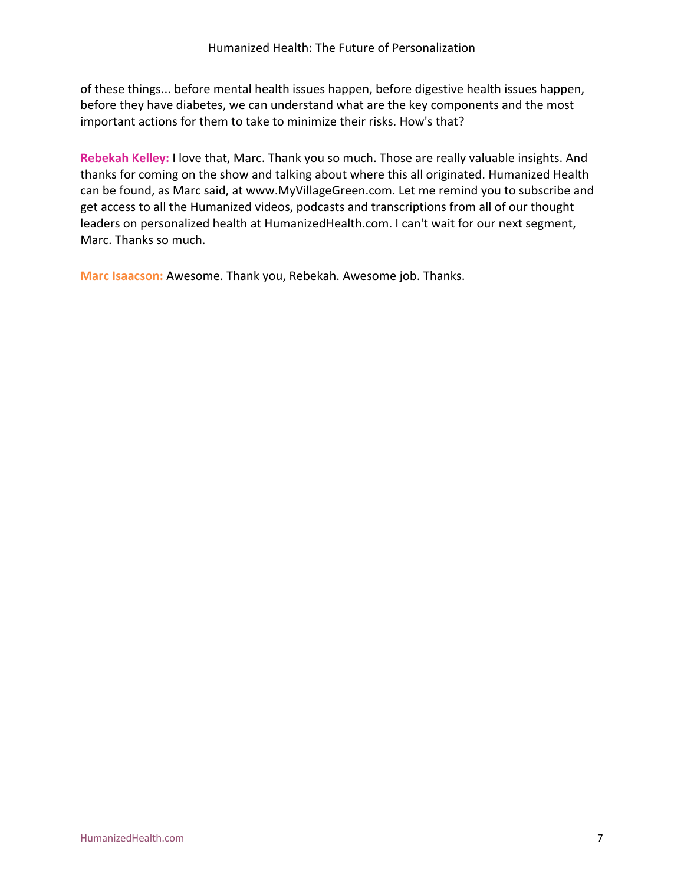of these things... before mental health issues happen, before digestive health issues happen, before they have diabetes, we can understand what are the key components and the most important actions for them to take to minimize their risks. How's that?

**Rebekah Kelley:** I love that, Marc. Thank you so much. Those are really valuable insights. And thanks for coming on the show and talking about where this all originated. Humanized Health can be found, as Marc said, at www.MyVillageGreen.com. Let me remind you to subscribe and get access to all the Humanized videos, podcasts and transcriptions from all of our thought leaders on personalized health at HumanizedHealth.com. I can't wait for our next segment, Marc. Thanks so much.

**Marc Isaacson:** Awesome. Thank you, Rebekah. Awesome job. Thanks.